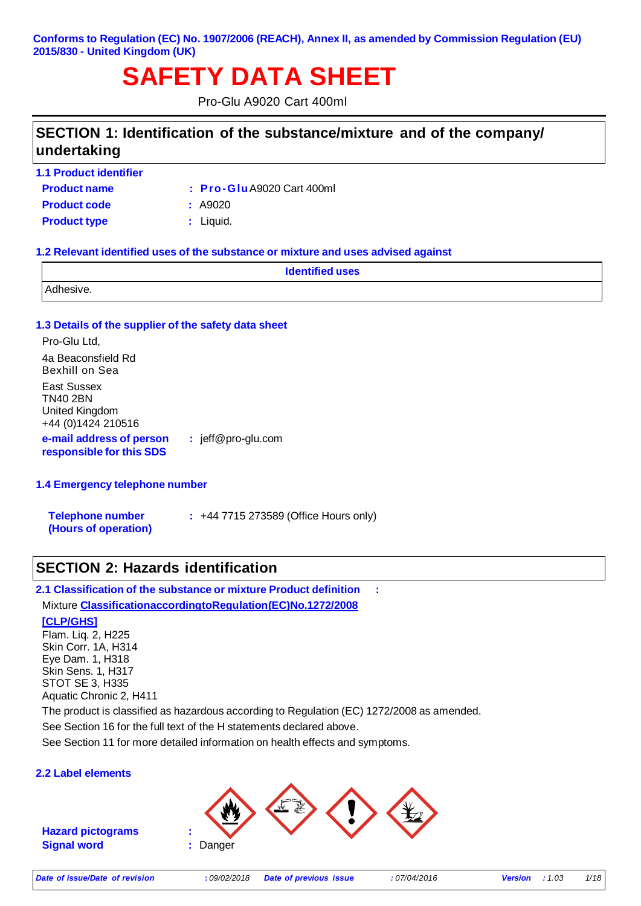**Conforms to Regulation (EC) No. 1907/2006 (REACH), Annex II, as amended by Commission Regulation (EU) 2015/830 - United Kingdom (UK)**

# SAFETY DATA SHEET

Pro-Glu A9020 Cart 400ml

## SECTION 1: Identification of the substance/mixture and of the company/ undertaking

### 1.1 Product identifier

**Product name** : **Pro-Glu** A9020 Cart 400ml

**Product code** : A9020

**Product type** : Liquid.

### 1.2 Relevant identified uses of the substance or mixture and uses advised against

| Identified uses |
|---|
| Adhesive. |

### 1.3 Details of the supplier of the safety data sheet

Pro-Glu Ltd,

4a Beaconsfield Rd
Bexhill on Sea

East Sussex
TN40 2BN
United Kingdom
+44 (0)1424 210516

**e-mail address of person responsible for this SDS** : jeff@pro-glu.com

### 1.4 Emergency telephone number

**Telephone number (Hours of operation)** : +44 7715 273589 (Office Hours only)

## SECTION 2: Hazards identification

### 2.1 Classification of the substance or mixture Product definition :

Mixture **Classification according to Regulation (EC) No. 1272/2008 [CLP/GHS]**

Flam. Liq. 2, H225
Skin Corr. 1A, H314
Eye Dam. 1, H318
Skin Sens. 1, H317
STOT SE 3, H335
Aquatic Chronic 2, H411

The product is classified as hazardous according to Regulation (EC) 1272/2008 as amended.

See Section 16 for the full text of the H statements declared above.

See Section 11 for more detailed information on health effects and symptoms.

### 2.2 Label elements

**Hazard pictograms** :

**Signal word** : Danger

*Date of issue/Date of revision* : 09/02/2018 *Date of previous issue* : 07/04/2016 *Version* : 1.03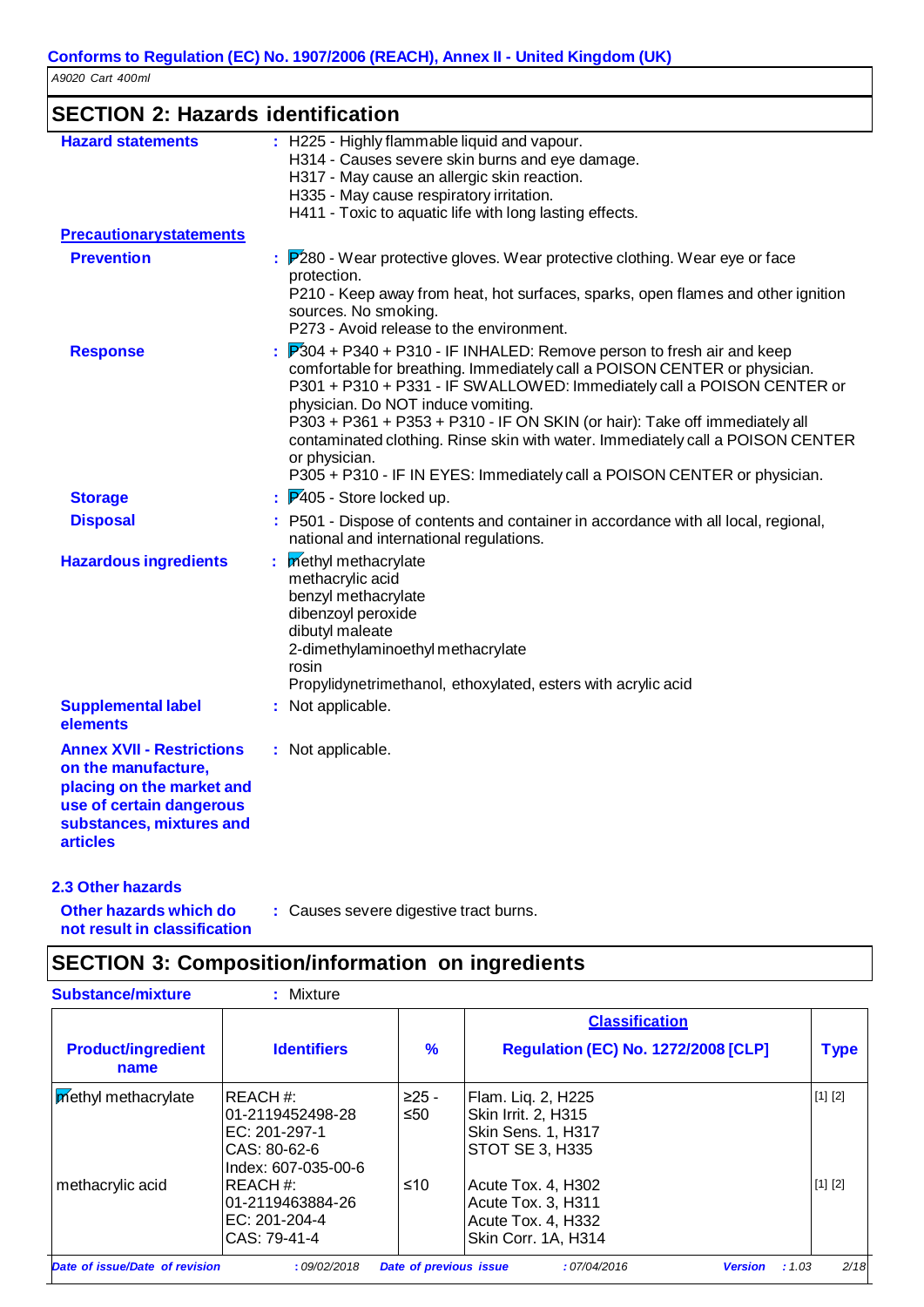## SECTION 2: Hazards identification

**Hazard statements** : H225 - Highly flammable liquid and vapour.
H314 - Causes severe skin burns and eye damage.
H317 - May cause an allergic skin reaction.
H335 - May cause respiratory irritation.
H411 - Toxic to aquatic life with long lasting effects.

**Precautionarystatements**

**Prevention** : P280 - Wear protective gloves. Wear protective clothing. Wear eye or face protection.
P210 - Keep away from heat, hot surfaces, sparks, open flames and other ignition sources. No smoking.
P273 - Avoid release to the environment.

**Response** : P304 + P340 + P310 - IF INHALED: Remove person to fresh air and keep comfortable for breathing. Immediately call a POISON CENTER or physician.
P301 + P310 + P331 - IF SWALLOWED: Immediately call a POISON CENTER or physician. Do NOT induce vomiting.
P303 + P361 + P353 + P310 - IF ON SKIN (or hair): Take off immediately all contaminated clothing. Rinse skin with water. Immediately call a POISON CENTER or physician.
P305 + P310 - IF IN EYES: Immediately call a POISON CENTER or physician.

**Storage** : P405 - Store locked up.

**Disposal** : P501 - Dispose of contents and container in accordance with all local, regional, national and international regulations.

**Hazardous ingredients** : methyl methacrylate
methacrylic acid
benzyl methacrylate
dibenzoyl peroxide
dibutyl maleate
2-dimethylaminoethyl methacrylate
rosin
Propylidynetrimethanol, ethoxylated, esters with acrylic acid

**Supplemental label elements** : Not applicable.

**Annex XVII - Restrictions on the manufacture, placing on the market and use of certain dangerous substances, mixtures and articles** : Not applicable.

### 2.3 Other hazards

**Other hazards which do not result in classification** : Causes severe digestive tract burns.

## SECTION 3: Composition/information on ingredients

**Substance/mixture** : Mixture

| Product/ingredient name | Identifiers | % | Classification Regulation (EC) No. 1272/2008 [CLP] | Type |
|---|---|---|---|---|
| methyl methacrylate | REACH #: 01-2119452498-28<br>EC: 201-297-1<br>CAS: 80-62-6<br>Index: 607-035-00-6 | ≥25 - ≤50 | Flam. Liq. 2, H225<br>Skin Irrit. 2, H315<br>Skin Sens. 1, H317<br>STOT SE 3, H335 | [1] [2] |
| methacrylic acid | REACH #: 01-2119463884-26<br>EC: 201-204-4<br>CAS: 79-41-4 | ≤10 | Acute Tox. 4, H302<br>Acute Tox. 3, H311<br>Acute Tox. 4, H332<br>Skin Corr. 1A, H314 | [1] [2] |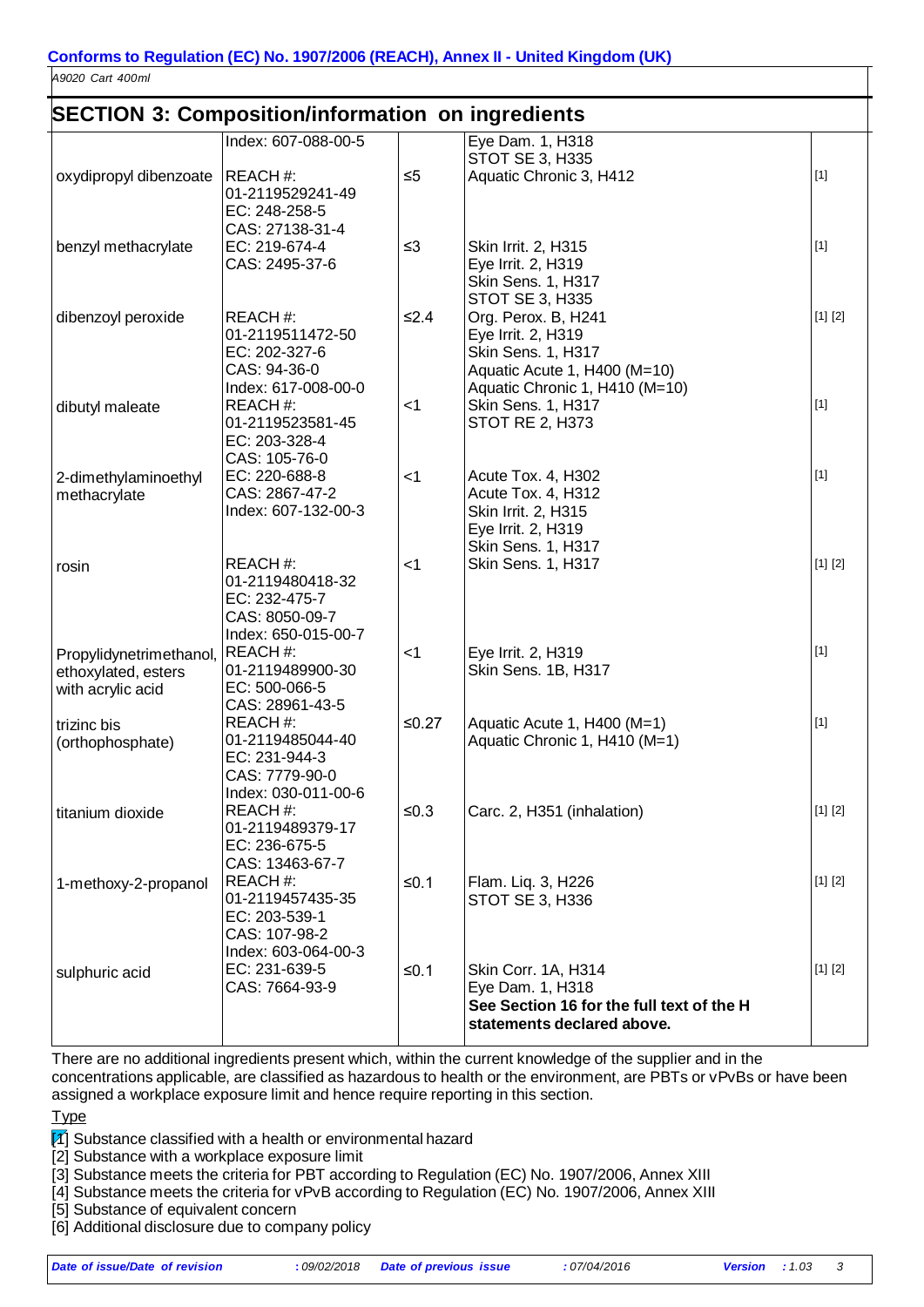## SECTION 3: Composition/information on ingredients

| | | | | |
|---|---|---|---|---|
| | Index: 607-088-00-5 | | Eye Dam. 1, H318<br>STOT SE 3, H335 | |
| oxydipropyl dibenzoate | REACH #:<br>01-2119529241-49<br>EC: 248-258-5<br>CAS: 27138-31-4 | ≤5 | Aquatic Chronic 3, H412 | [1] |
| benzyl methacrylate | EC: 219-674-4<br>CAS: 2495-37-6 | ≤3 | Skin Irrit. 2, H315<br>Eye Irrit. 2, H319<br>Skin Sens. 1, H317<br>STOT SE 3, H335 | [1] |
| dibenzoyl peroxide | REACH #:<br>01-2119511472-50<br>EC: 202-327-6<br>CAS: 94-36-0<br>Index: 617-008-00-0 | ≤2.4 | Org. Perox. B, H241<br>Eye Irrit. 2, H319<br>Skin Sens. 1, H317<br>Aquatic Acute 1, H400 (M=10)<br>Aquatic Chronic 1, H410 (M=10) | [1] [2] |
| dibutyl maleate | REACH #:<br>01-2119523581-45<br>EC: 203-328-4<br>CAS: 105-76-0 | <1 | Skin Sens. 1, H317<br>STOT RE 2, H373 | [1] |
| 2-dimethylaminoethyl methacrylate | EC: 220-688-8<br>CAS: 2867-47-2<br>Index: 607-132-00-3 | <1 | Acute Tox. 4, H302<br>Acute Tox. 4, H312<br>Skin Irrit. 2, H315<br>Eye Irrit. 2, H319<br>Skin Sens. 1, H317 | [1] |
| rosin | REACH #:<br>01-2119480418-32<br>EC: 232-475-7<br>CAS: 8050-09-7<br>Index: 650-015-00-7 | <1 | Skin Sens. 1, H317 | [1] [2] |
| Propylidynetrimethanol, ethoxylated, esters with acrylic acid | REACH #:<br>01-2119489900-30<br>EC: 500-066-5<br>CAS: 28961-43-5 | <1 | Eye Irrit. 2, H319<br>Skin Sens. 1B, H317 | [1] |
| trizinc bis (orthophosphate) | REACH #:<br>01-2119485044-40<br>EC: 231-944-3<br>CAS: 7779-90-0<br>Index: 030-011-00-6 | ≤0.27 | Aquatic Acute 1, H400 (M=1)<br>Aquatic Chronic 1, H410 (M=1) | [1] |
| titanium dioxide | REACH #:<br>01-2119489379-17<br>EC: 236-675-5<br>CAS: 13463-67-7 | ≤0.3 | Carc. 2, H351 (inhalation) | [1] [2] |
| 1-methoxy-2-propanol | REACH #:<br>01-2119457435-35<br>EC: 203-539-1<br>CAS: 107-98-2<br>Index: 603-064-00-3 | ≤0.1 | Flam. Liq. 3, H226<br>STOT SE 3, H336 | [1] [2] |
| sulphuric acid | EC: 231-639-5<br>CAS: 7664-93-9 | ≤0.1 | Skin Corr. 1A, H314<br>Eye Dam. 1, H318<br>**See Section 16 for the full text of the H statements declared above.** | [1] [2] |

There are no additional ingredients present which, within the current knowledge of the supplier and in the concentrations applicable, are classified as hazardous to health or the environment, are PBTs or vPvBs or have been assigned a workplace exposure limit and hence require reporting in this section.

Type

[1] Substance classified with a health or environmental hazard
[2] Substance with a workplace exposure limit
[3] Substance meets the criteria for PBT according to Regulation (EC) No. 1907/2006, Annex XIII
[4] Substance meets the criteria for vPvB according to Regulation (EC) No. 1907/2006, Annex XIII
[5] Substance of equivalent concern
[6] Additional disclosure due to company policy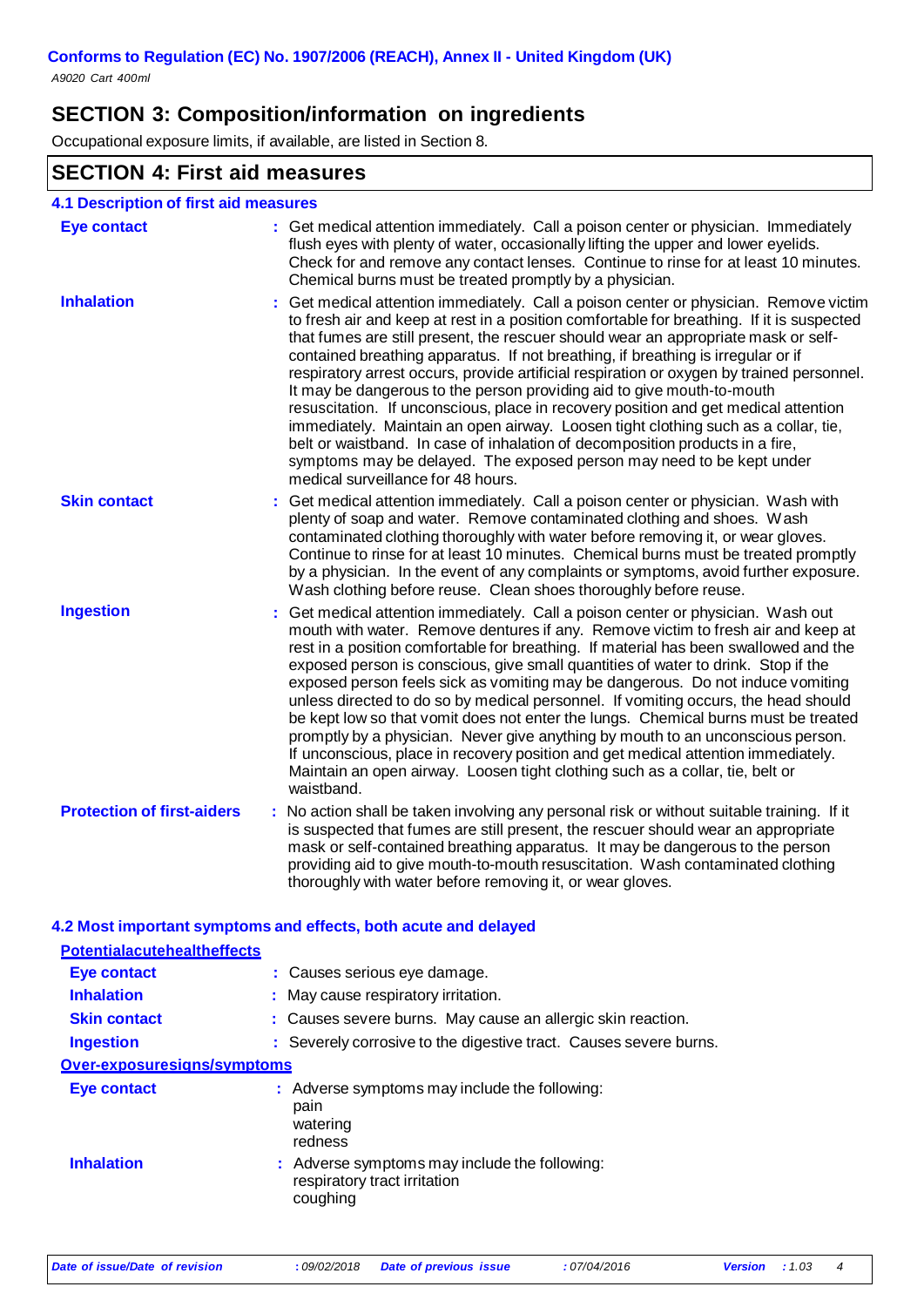## SECTION 3: Composition/information on ingredients

Occupational exposure limits, if available, are listed in Section 8.

## SECTION 4: First aid measures

### 4.1 Description of first aid measures

**Eye contact** : Get medical attention immediately. Call a poison center or physician. Immediately flush eyes with plenty of water, occasionally lifting the upper and lower eyelids. Check for and remove any contact lenses. Continue to rinse for at least 10 minutes. Chemical burns must be treated promptly by a physician.

**Inhalation** : Get medical attention immediately. Call a poison center or physician. Remove victim to fresh air and keep at rest in a position comfortable for breathing. If it is suspected that fumes are still present, the rescuer should wear an appropriate mask or self-contained breathing apparatus. If not breathing, if breathing is irregular or if respiratory arrest occurs, provide artificial respiration or oxygen by trained personnel. It may be dangerous to the person providing aid to give mouth-to-mouth resuscitation. If unconscious, place in recovery position and get medical attention immediately. Maintain an open airway. Loosen tight clothing such as a collar, tie, belt or waistband. In case of inhalation of decomposition products in a fire, symptoms may be delayed. The exposed person may need to be kept under medical surveillance for 48 hours.

**Skin contact** : Get medical attention immediately. Call a poison center or physician. Wash with plenty of soap and water. Remove contaminated clothing and shoes. Wash contaminated clothing thoroughly with water before removing it, or wear gloves. Continue to rinse for at least 10 minutes. Chemical burns must be treated promptly by a physician. In the event of any complaints or symptoms, avoid further exposure. Wash clothing before reuse. Clean shoes thoroughly before reuse.

**Ingestion** : Get medical attention immediately. Call a poison center or physician. Wash out mouth with water. Remove dentures if any. Remove victim to fresh air and keep at rest in a position comfortable for breathing. If material has been swallowed and the exposed person is conscious, give small quantities of water to drink. Stop if the exposed person feels sick as vomiting may be dangerous. Do not induce vomiting unless directed to do so by medical personnel. If vomiting occurs, the head should be kept low so that vomit does not enter the lungs. Chemical burns must be treated promptly by a physician. Never give anything by mouth to an unconscious person. If unconscious, place in recovery position and get medical attention immediately. Maintain an open airway. Loosen tight clothing such as a collar, tie, belt or waistband.

**Protection of first-aiders** : No action shall be taken involving any personal risk or without suitable training. If it is suspected that fumes are still present, the rescuer should wear an appropriate mask or self-contained breathing apparatus. It may be dangerous to the person providing aid to give mouth-to-mouth resuscitation. Wash contaminated clothing thoroughly with water before removing it, or wear gloves.

### 4.2 Most important symptoms and effects, both acute and delayed

**Potential acute health effects**

**Eye contact** : Causes serious eye damage.

**Inhalation** : May cause respiratory irritation.

**Skin contact** : Causes severe burns. May cause an allergic skin reaction.

**Ingestion** : Severely corrosive to the digestive tract. Causes severe burns.

**Over-exposure signs/symptoms**

**Eye contact** : Adverse symptoms may include the following:
pain
watering
redness

**Inhalation** : Adverse symptoms may include the following:
respiratory tract irritation
coughing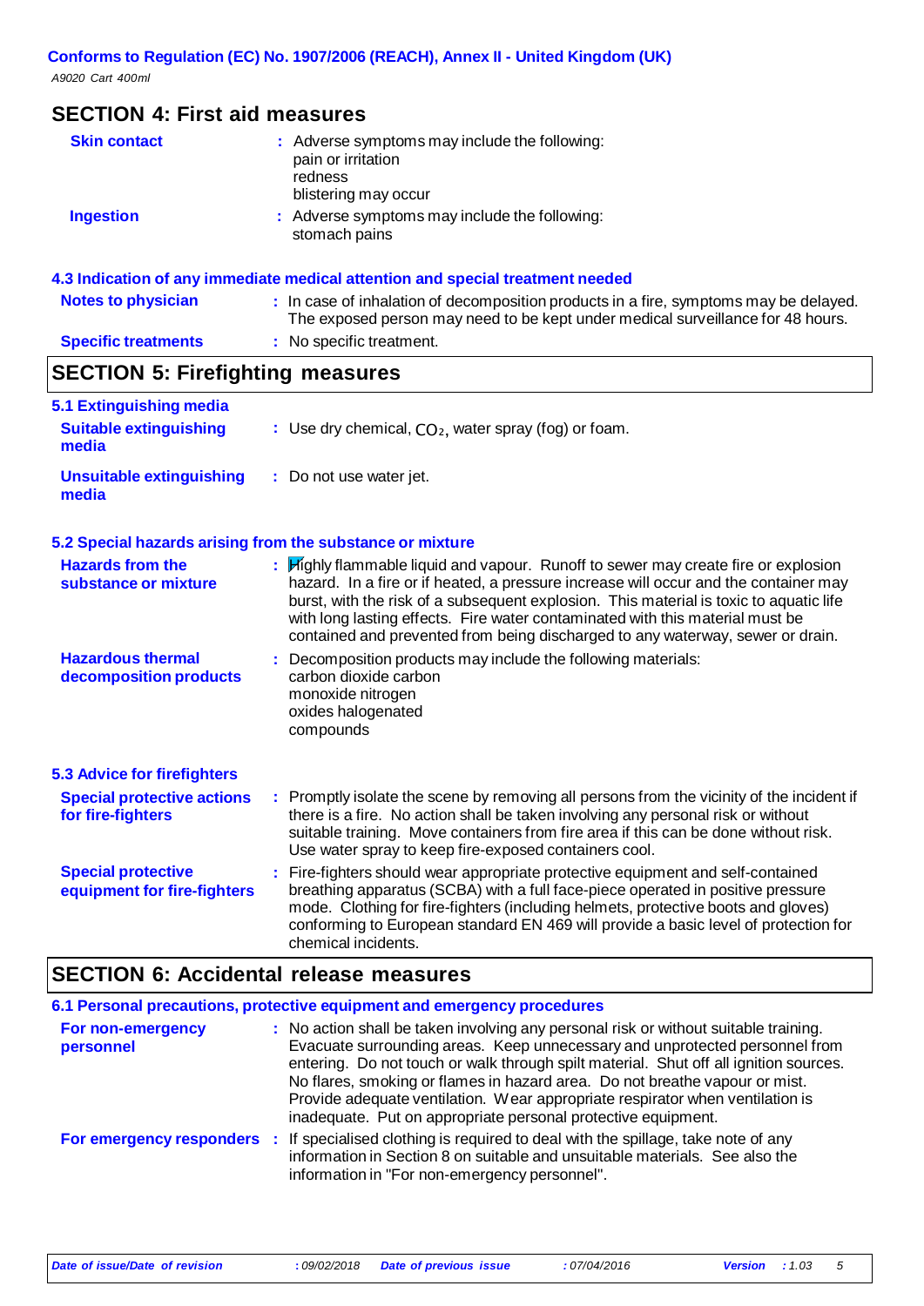## SECTION 4: First aid measures

**Skin contact** : Adverse symptoms may include the following:
pain or irritation
redness
blistering may occur

**Ingestion** : Adverse symptoms may include the following:
stomach pains

### 4.3 Indication of any immediate medical attention and special treatment needed

**Notes to physician** : In case of inhalation of decomposition products in a fire, symptoms may be delayed. The exposed person may need to be kept under medical surveillance for 48 hours.

**Specific treatments** : No specific treatment.

## SECTION 5: Firefighting measures

### 5.1 Extinguishing media

**Suitable extinguishing media** : Use dry chemical, $CO_2$, water spray (fog) or foam.

**Unsuitable extinguishing media** : Do not use water jet.

### 5.2 Special hazards arising from the substance or mixture

**Hazards from the substance or mixture** : Highly flammable liquid and vapour. Runoff to sewer may create fire or explosion hazard. In a fire or if heated, a pressure increase will occur and the container may burst, with the risk of a subsequent explosion. This material is toxic to aquatic life with long lasting effects. Fire water contaminated with this material must be contained and prevented from being discharged to any waterway, sewer or drain.

**Hazardous thermal decomposition products** : Decomposition products may include the following materials:
carbon dioxide carbon
monoxide nitrogen
oxides halogenated
compounds

### 5.3 Advice for firefighters

**Special protective actions for fire-fighters** : Promptly isolate the scene by removing all persons from the vicinity of the incident if there is a fire. No action shall be taken involving any personal risk or without suitable training. Move containers from fire area if this can be done without risk. Use water spray to keep fire-exposed containers cool.

**Special protective equipment for fire-fighters** : Fire-fighters should wear appropriate protective equipment and self-contained breathing apparatus (SCBA) with a full face-piece operated in positive pressure mode. Clothing for fire-fighters (including helmets, protective boots and gloves) conforming to European standard EN 469 will provide a basic level of protection for chemical incidents.

## SECTION 6: Accidental release measures

### 6.1 Personal precautions, protective equipment and emergency procedures

**For non-emergency personnel** : No action shall be taken involving any personal risk or without suitable training. Evacuate surrounding areas. Keep unnecessary and unprotected personnel from entering. Do not touch or walk through spilt material. Shut off all ignition sources. No flares, smoking or flames in hazard area. Do not breathe vapour or mist. Provide adequate ventilation. Wear appropriate respirator when ventilation is inadequate. Put on appropriate personal protective equipment.

**For emergency responders** : If specialised clothing is required to deal with the spillage, take note of any information in Section 8 on suitable and unsuitable materials. See also the information in "For non-emergency personnel".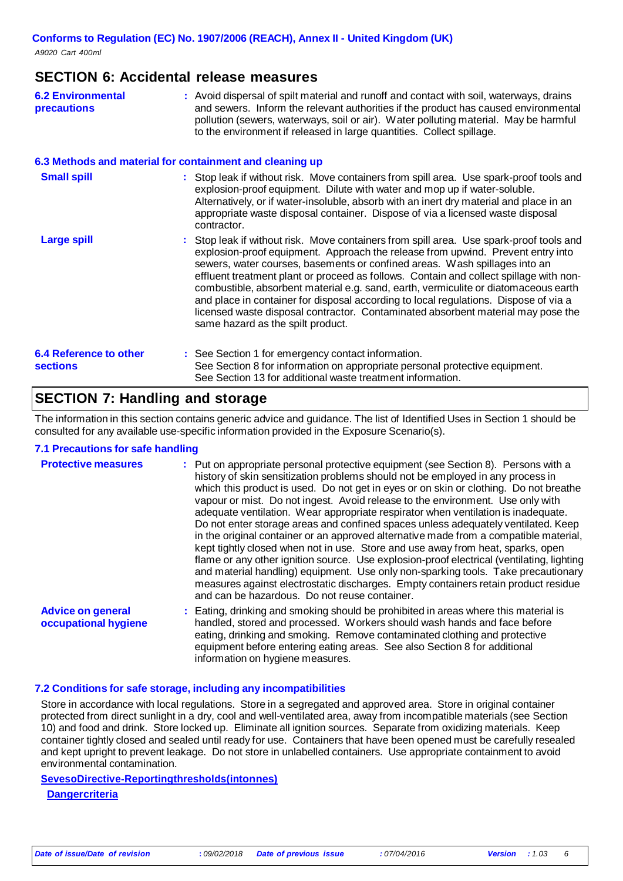## SECTION 6: Accidental release measures

**6.2 Environmental precautions** : Avoid dispersal of spilt material and runoff and contact with soil, waterways, drains and sewers. Inform the relevant authorities if the product has caused environmental pollution (sewers, waterways, soil or air). Water polluting material. May be harmful to the environment if released in large quantities. Collect spillage.

### 6.3 Methods and material for containment and cleaning up

**Small spill** : Stop leak if without risk. Move containers from spill area. Use spark-proof tools and explosion-proof equipment. Dilute with water and mop up if water-soluble. Alternatively, or if water-insoluble, absorb with an inert dry material and place in an appropriate waste disposal container. Dispose of via a licensed waste disposal contractor.

**Large spill** : Stop leak if without risk. Move containers from spill area. Use spark-proof tools and explosion-proof equipment. Approach the release from upwind. Prevent entry into sewers, water courses, basements or confined areas. Wash spillages into an effluent treatment plant or proceed as follows. Contain and collect spillage with non-combustible, absorbent material e.g. sand, earth, vermiculite or diatomaceous earth and place in container for disposal according to local regulations. Dispose of via a licensed waste disposal contractor. Contaminated absorbent material may pose the same hazard as the spilt product.

**6.4 Reference to other sections** : See Section 1 for emergency contact information.
See Section 8 for information on appropriate personal protective equipment.
See Section 13 for additional waste treatment information.

## SECTION 7: Handling and storage

The information in this section contains generic advice and guidance. The list of Identified Uses in Section 1 should be consulted for any available use-specific information provided in the Exposure Scenario(s).

### 7.1 Precautions for safe handling

**Protective measures** : Put on appropriate personal protective equipment (see Section 8). Persons with a history of skin sensitization problems should not be employed in any process in which this product is used. Do not get in eyes or on skin or clothing. Do not breathe vapour or mist. Do not ingest. Avoid release to the environment. Use only with adequate ventilation. Wear appropriate respirator when ventilation is inadequate. Do not enter storage areas and confined spaces unless adequately ventilated. Keep in the original container or an approved alternative made from a compatible material, kept tightly closed when not in use. Store and use away from heat, sparks, open flame or any other ignition source. Use explosion-proof electrical (ventilating, lighting and material handling) equipment. Use only non-sparking tools. Take precautionary measures against electrostatic discharges. Empty containers retain product residue and can be hazardous. Do not reuse container.

**Advice on general occupational hygiene** : Eating, drinking and smoking should be prohibited in areas where this material is handled, stored and processed. Workers should wash hands and face before eating, drinking and smoking. Remove contaminated clothing and protective equipment before entering eating areas. See also Section 8 for additional information on hygiene measures.

### 7.2 Conditions for safe storage, including any incompatibilities

Store in accordance with local regulations. Store in a segregated and approved area. Store in original container protected from direct sunlight in a dry, cool and well-ventilated area, away from incompatible materials (see Section 10) and food and drink. Store locked up. Eliminate all ignition sources. Separate from oxidizing materials. Keep container tightly closed and sealed until ready for use. Containers that have been opened must be carefully resealed and kept upright to prevent leakage. Do not store in unlabelled containers. Use appropriate containment to avoid environmental contamination.

**SevesoDirective-Reportingthresholds(intonnes)**

**Dangercriteria**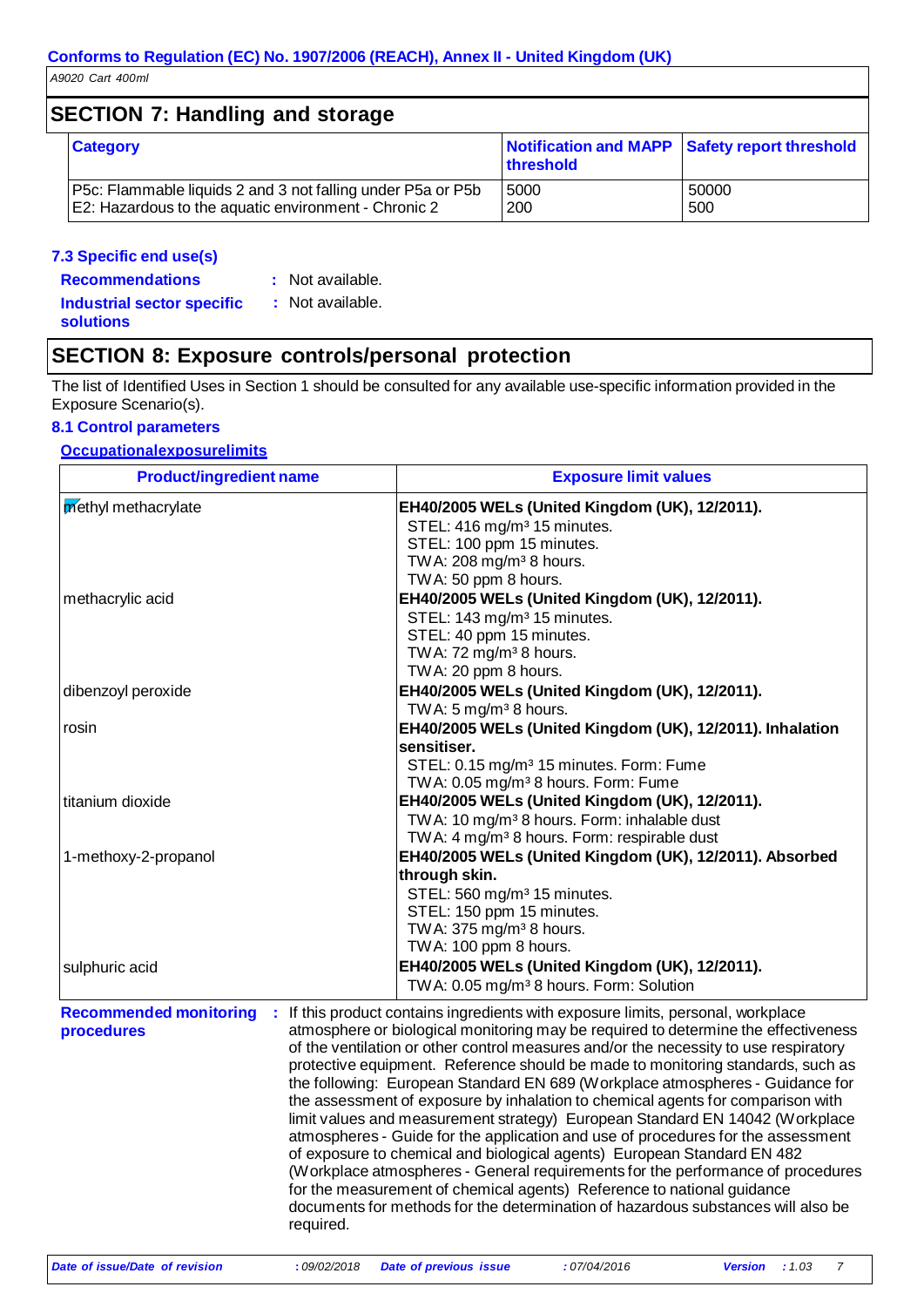**Conforms to Regulation (EC) No. 1907/2006 (REACH), Annex II - United Kingdom (UK)**

*A9020 Cart 400ml*

## SECTION 7: Handling and storage

| Category | Notification and MAPP threshold | Safety report threshold |
|---|---|---|
| P5c: Flammable liquids 2 and 3 not falling under P5a or P5b | 5000 | 50000 |
| E2: Hazardous to the aquatic environment - Chronic 2 | 200 | 500 |

### 7.3 Specific end use(s)

**Recommendations** : Not available.

**Industrial sector specific solutions** : Not available.

## SECTION 8: Exposure controls/personal protection

The list of Identified Uses in Section 1 should be consulted for any available use-specific information provided in the Exposure Scenario(s).

### 8.1 Control parameters

**Occupationalexposurelimits**

| Product/ingredient name | Exposure limit values |
|---|---|
| methyl methacrylate | **EH40/2005 WELs (United Kingdom (UK), 12/2011).**<br>STEL: 416 mg/m³ 15 minutes.<br>STEL: 100 ppm 15 minutes.<br>TWA: 208 mg/m³ 8 hours.<br>TWA: 50 ppm 8 hours. |
| methacrylic acid | **EH40/2005 WELs (United Kingdom (UK), 12/2011).**<br>STEL: 143 mg/m³ 15 minutes.<br>STEL: 40 ppm 15 minutes.<br>TWA: 72 mg/m³ 8 hours.<br>TWA: 20 ppm 8 hours. |
| dibenzoyl peroxide | **EH40/2005 WELs (United Kingdom (UK), 12/2011).**<br>TWA: 5 mg/m³ 8 hours. |
| rosin | **EH40/2005 WELs (United Kingdom (UK), 12/2011). Inhalation sensitiser.**<br>STEL: 0.15 mg/m³ 15 minutes. Form: Fume<br>TWA: 0.05 mg/m³ 8 hours. Form: Fume |
| titanium dioxide | **EH40/2005 WELs (United Kingdom (UK), 12/2011).**<br>TWA: 10 mg/m³ 8 hours. Form: inhalable dust<br>TWA: 4 mg/m³ 8 hours. Form: respirable dust |
| 1-methoxy-2-propanol | **EH40/2005 WELs (United Kingdom (UK), 12/2011). Absorbed through skin.**<br>STEL: 560 mg/m³ 15 minutes.<br>STEL: 150 ppm 15 minutes.<br>TWA: 375 mg/m³ 8 hours.<br>TWA: 100 ppm 8 hours. |
| sulphuric acid | **EH40/2005 WELs (United Kingdom (UK), 12/2011).**<br>TWA: 0.05 mg/m³ 8 hours. Form: Solution |

**Recommended monitoring procedures** : If this product contains ingredients with exposure limits, personal, workplace atmosphere or biological monitoring may be required to determine the effectiveness of the ventilation or other control measures and/or the necessity to use respiratory protective equipment. Reference should be made to monitoring standards, such as the following: European Standard EN 689 (Workplace atmospheres - Guidance for the assessment of exposure by inhalation to chemical agents for comparison with limit values and measurement strategy) European Standard EN 14042 (Workplace atmospheres - Guide for the application and use of procedures for the assessment of exposure to chemical and biological agents) European Standard EN 482 (Workplace atmospheres - General requirements for the performance of procedures for the measurement of chemical agents) Reference to national guidance documents for methods for the determination of hazardous substances will also be required.

*Date of issue/Date of revision : 09/02/2018 Date of previous issue : 07/04/2016 Version : 1.03*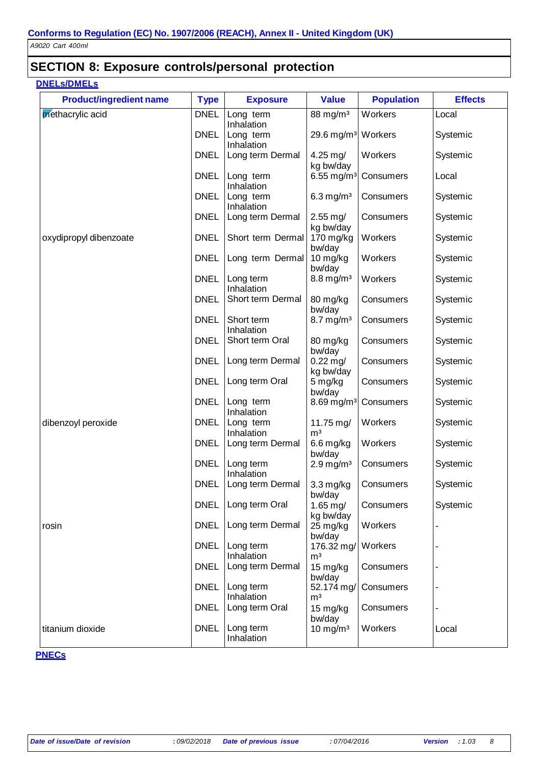## SECTION 8: Exposure controls/personal protection

**DNELs/DMELs**

| Product/ingredient name | Type | Exposure | Value | Population | Effects |
|---|---|---|---|---|---|
| methacrylic acid | DNEL | Long term Inhalation | 88 mg/m³ | Workers | Local |
| | DNEL | Long term Inhalation | 29.6 mg/m³ | Workers | Systemic |
| | DNEL | Long term Dermal | 4.25 mg/ kg bw/day | Workers | Systemic |
| | DNEL | Long term Inhalation | 6.55 mg/m³ | Consumers | Local |
| | DNEL | Long term Inhalation | 6.3 mg/m³ | Consumers | Systemic |
| | DNEL | Long term Dermal | 2.55 mg/ kg bw/day | Consumers | Systemic |
| oxydipropyl dibenzoate | DNEL | Short term Dermal | 170 mg/kg bw/day | Workers | Systemic |
| | DNEL | Long term Dermal | 10 mg/kg bw/day | Workers | Systemic |
| | DNEL | Long term Inhalation | 8.8 mg/m³ | Workers | Systemic |
| | DNEL | Short term Dermal | 80 mg/kg bw/day | Consumers | Systemic |
| | DNEL | Short term Inhalation | 8.7 mg/m³ | Consumers | Systemic |
| | DNEL | Short term Oral | 80 mg/kg bw/day | Consumers | Systemic |
| | DNEL | Long term Dermal | 0.22 mg/ kg bw/day | Consumers | Systemic |
| | DNEL | Long term Oral | 5 mg/kg bw/day | Consumers | Systemic |
| | DNEL | Long term Inhalation | 8.69 mg/m³ | Consumers | Systemic |
| dibenzoyl peroxide | DNEL | Long term Inhalation | 11.75 mg/ m³ | Workers | Systemic |
| | DNEL | Long term Dermal | 6.6 mg/kg bw/day | Workers | Systemic |
| | DNEL | Long term Inhalation | 2.9 mg/m³ | Consumers | Systemic |
| | DNEL | Long term Dermal | 3.3 mg/kg bw/day | Consumers | Systemic |
| | DNEL | Long term Oral | 1.65 mg/ kg bw/day | Consumers | Systemic |
| rosin | DNEL | Long term Dermal | 25 mg/kg bw/day | Workers | - |
| | DNEL | Long term Inhalation | 176.32 mg/ m³ | Workers | - |
| | DNEL | Long term Dermal | 15 mg/kg bw/day | Consumers | - |
| | DNEL | Long term Inhalation | 52.174 mg/ m³ | Consumers | - |
| | DNEL | Long term Oral | 15 mg/kg bw/day | Consumers | - |
| titanium dioxide | DNEL | Long term Inhalation | 10 mg/m³ | Workers | Local |

**PNECs**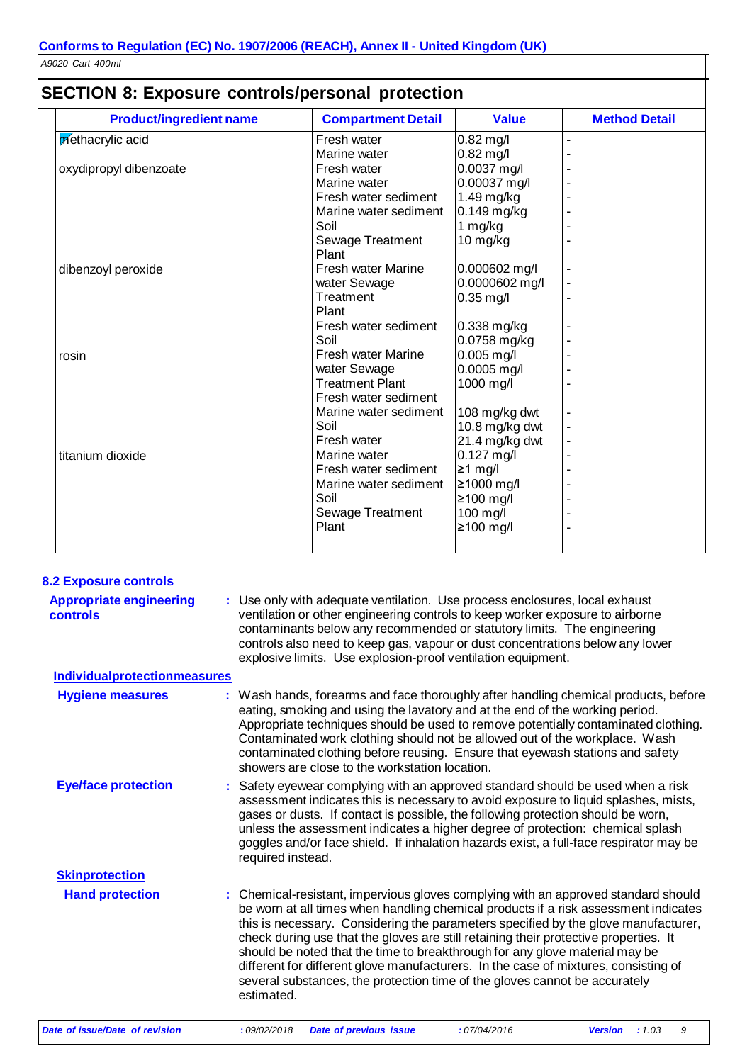## SECTION 8: Exposure controls/personal protection

| Product/ingredient name | Compartment Detail | Value | Method Detail |
|---|---|---|---|
| methacrylic acid | Fresh water | 0.82 mg/l | - |
| | Marine water | 0.82 mg/l | - |
| oxydipropyl dibenzoate | Fresh water | 0.0037 mg/l | - |
| | Marine water | 0.00037 mg/l | - |
| | Fresh water sediment | 1.49 mg/kg | - |
| | Marine water sediment | 0.149 mg/kg | - |
| | Soil | 1 mg/kg | - |
| | Sewage Treatment Plant | 10 mg/kg | - |
| dibenzoyl peroxide | Fresh water | 0.000602 mg/l | - |
| | Marine water | 0.0000602 mg/l | - |
| | Sewage Treatment Plant | 0.35 mg/l | - |
| | Fresh water sediment | 0.338 mg/kg | - |
| | Soil | 0.0758 mg/kg | - |
| rosin | Fresh water | 0.005 mg/l | - |
| | Marine water | 0.0005 mg/l | - |
| | Sewage Treatment Plant | 1000 mg/l | - |
| | Fresh water sediment | 108 mg/kg dwt | - |
| | Marine water sediment | 10.8 mg/kg dwt | - |
| | Soil | 21.4 mg/kg dwt | - |
| titanium dioxide | Fresh water | 0.127 mg/l | - |
| | Marine water | ≥1 mg/l | - |
| | Fresh water sediment | ≥1000 mg/l | - |
| | Marine water sediment | ≥100 mg/l | - |
| | Soil | 100 mg/l | - |
| | Sewage Treatment Plant | ≥100 mg/l | - |

### 8.2 Exposure controls

**Appropriate engineering controls** : Use only with adequate ventilation. Use process enclosures, local exhaust ventilation or other engineering controls to keep worker exposure to airborne contaminants below any recommended or statutory limits. The engineering controls also need to keep gas, vapour or dust concentrations below any lower explosive limits. Use explosion-proof ventilation equipment.

**Individual protection measures**

**Hygiene measures** : Wash hands, forearms and face thoroughly after handling chemical products, before eating, smoking and using the lavatory and at the end of the working period. Appropriate techniques should be used to remove potentially contaminated clothing. Contaminated work clothing should not be allowed out of the workplace. Wash contaminated clothing before reusing. Ensure that eyewash stations and safety showers are close to the workstation location.

**Eye/face protection** : Safety eyewear complying with an approved standard should be used when a risk assessment indicates this is necessary to avoid exposure to liquid splashes, mists, gases or dusts. If contact is possible, the following protection should be worn, unless the assessment indicates a higher degree of protection: chemical splash goggles and/or face shield. If inhalation hazards exist, a full-face respirator may be required instead.

**Skin protection**

**Hand protection** : Chemical-resistant, impervious gloves complying with an approved standard should be worn at all times when handling chemical products if a risk assessment indicates this is necessary. Considering the parameters specified by the glove manufacturer, check during use that the gloves are still retaining their protective properties. It should be noted that the time to breakthrough for any glove material may be different for different glove manufacturers. In the case of mixtures, consisting of several substances, the protection time of the gloves cannot be accurately estimated.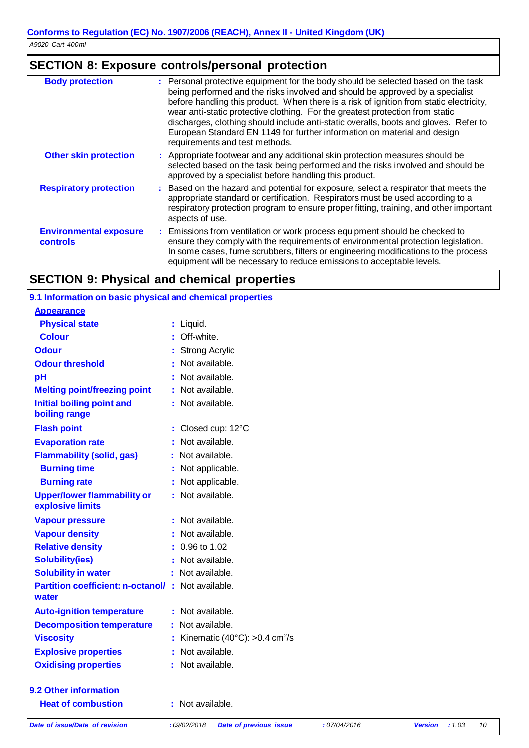## SECTION 8: Exposure controls/personal protection

| | |
|---|---|
| **Body protection** | : Personal protective equipment for the body should be selected based on the task being performed and the risks involved and should be approved by a specialist before handling this product. When there is a risk of ignition from static electricity, wear anti-static protective clothing. For the greatest protection from static discharges, clothing should include anti-static overalls, boots and gloves. Refer to European Standard EN 1149 for further information on material and design requirements and test methods. |
| **Other skin protection** | : Appropriate footwear and any additional skin protection measures should be selected based on the task being performed and the risks involved and should be approved by a specialist before handling this product. |
| **Respiratory protection** | : Based on the hazard and potential for exposure, select a respirator that meets the appropriate standard or certification. Respirators must be used according to a respiratory protection program to ensure proper fitting, training, and other important aspects of use. |
| **Environmental exposure controls** | : Emissions from ventilation or work process equipment should be checked to ensure they comply with the requirements of environmental protection legislation. In some cases, fume scrubbers, filters or engineering modifications to the process equipment will be necessary to reduce emissions to acceptable levels. |

## SECTION 9: Physical and chemical properties

### 9.1 Information on basic physical and chemical properties

**Appearance**

| | |
|---|---|
| **Physical state** | : Liquid. |
| **Colour** | : Off-white. |
| **Odour** | : Strong Acrylic |
| **Odour threshold** | : Not available. |
| **pH** | : Not available. |
| **Melting point/freezing point** | : Not available. |
| **Initial boiling point and boiling range** | : Not available. |
| **Flash point** | : Closed cup: 12°C |
| **Evaporation rate** | : Not available. |
| **Flammability (solid, gas)** | : Not available. |
| **Burning time** | : Not applicable. |
| **Burning rate** | : Not applicable. |
| **Upper/lower flammability or explosive limits** | : Not available. |
| **Vapour pressure** | : Not available. |
| **Vapour density** | : Not available. |
| **Relative density** | : 0.96 to 1.02 |
| **Solubility(ies)** | : Not available. |
| **Solubility in water** | : Not available. |
| **Partition coefficient: n-octanol/ water** | : Not available. |
| **Auto-ignition temperature** | : Not available. |
| **Decomposition temperature** | : Not available. |
| **Viscosity** | : Kinematic (40°C): >0.4 $cm^2/s$ |
| **Explosive properties** | : Not available. |
| **Oxidising properties** | : Not available. |

### 9.2 Other information

| | |
|---|---|
| **Heat of combustion** | : Not available. |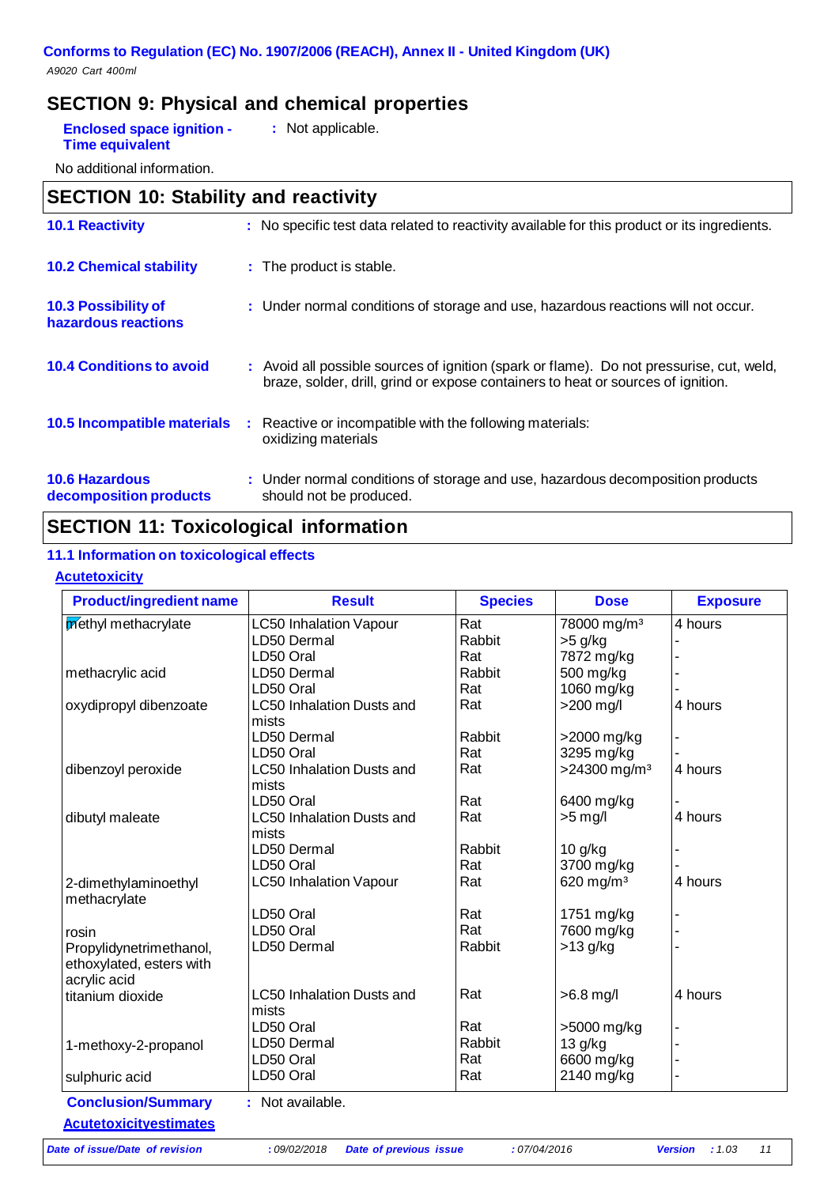## SECTION 9: Physical and chemical properties

**Enclosed space ignition - Time equivalent** : Not applicable.

No additional information.

## SECTION 10: Stability and reactivity

**10.1 Reactivity** : No specific test data related to reactivity available for this product or its ingredients.

**10.2 Chemical stability** : The product is stable.

**10.3 Possibility of hazardous reactions** : Under normal conditions of storage and use, hazardous reactions will not occur.

**10.4 Conditions to avoid** : Avoid all possible sources of ignition (spark or flame). Do not pressurise, cut, weld, braze, solder, drill, grind or expose containers to heat or sources of ignition.

**10.5 Incompatible materials** : Reactive or incompatible with the following materials: oxidizing materials

**10.6 Hazardous decomposition products** : Under normal conditions of storage and use, hazardous decomposition products should not be produced.

## SECTION 11: Toxicological information

### 11.1 Information on toxicological effects

**Acutetoxicity**

| Product/ingredient name | Result | Species | Dose | Exposure |
|---|---|---|---|---|
| methyl methacrylate | LC50 Inhalation Vapour | Rat | 78000 mg/m³ | 4 hours |
| | LD50 Dermal | Rabbit | >5 g/kg | - |
| | LD50 Oral | Rat | 7872 mg/kg | - |
| methacrylic acid | LD50 Dermal | Rabbit | 500 mg/kg | - |
| | LD50 Oral | Rat | 1060 mg/kg | - |
| oxydipropyl dibenzoate | LC50 Inhalation Dusts and mists | Rat | >200 mg/l | 4 hours |
| | LD50 Dermal | Rabbit | >2000 mg/kg | - |
| | LD50 Oral | Rat | 3295 mg/kg | - |
| dibenzoyl peroxide | LC50 Inhalation Dusts and mists | Rat | >24300 mg/m³ | 4 hours |
| | LD50 Oral | Rat | 6400 mg/kg | - |
| dibutyl maleate | LC50 Inhalation Dusts and mists | Rat | >5 mg/l | 4 hours |
| | LD50 Dermal | Rabbit | 10 g/kg | - |
| | LD50 Oral | Rat | 3700 mg/kg | - |
| 2-dimethylaminoethyl methacrylate | LC50 Inhalation Vapour | Rat | 620 mg/m³ | 4 hours |
| | LD50 Oral | Rat | 1751 mg/kg | - |
| rosin | LD50 Oral | Rat | 7600 mg/kg | - |
| Propylidynetrimethanol, ethoxylated, esters with acrylic acid | LD50 Dermal | Rabbit | >13 g/kg | - |
| titanium dioxide | LC50 Inhalation Dusts and mists | Rat | >6.8 mg/l | 4 hours |
| | LD50 Oral | Rat | >5000 mg/kg | - |
| 1-methoxy-2-propanol | LD50 Dermal | Rabbit | 13 g/kg | - |
| | LD50 Oral | Rat | 6600 mg/kg | - |
| sulphuric acid | LD50 Oral | Rat | 2140 mg/kg | - |

**Conclusion/Summary** : Not available.

**Acutetoxicityestimates**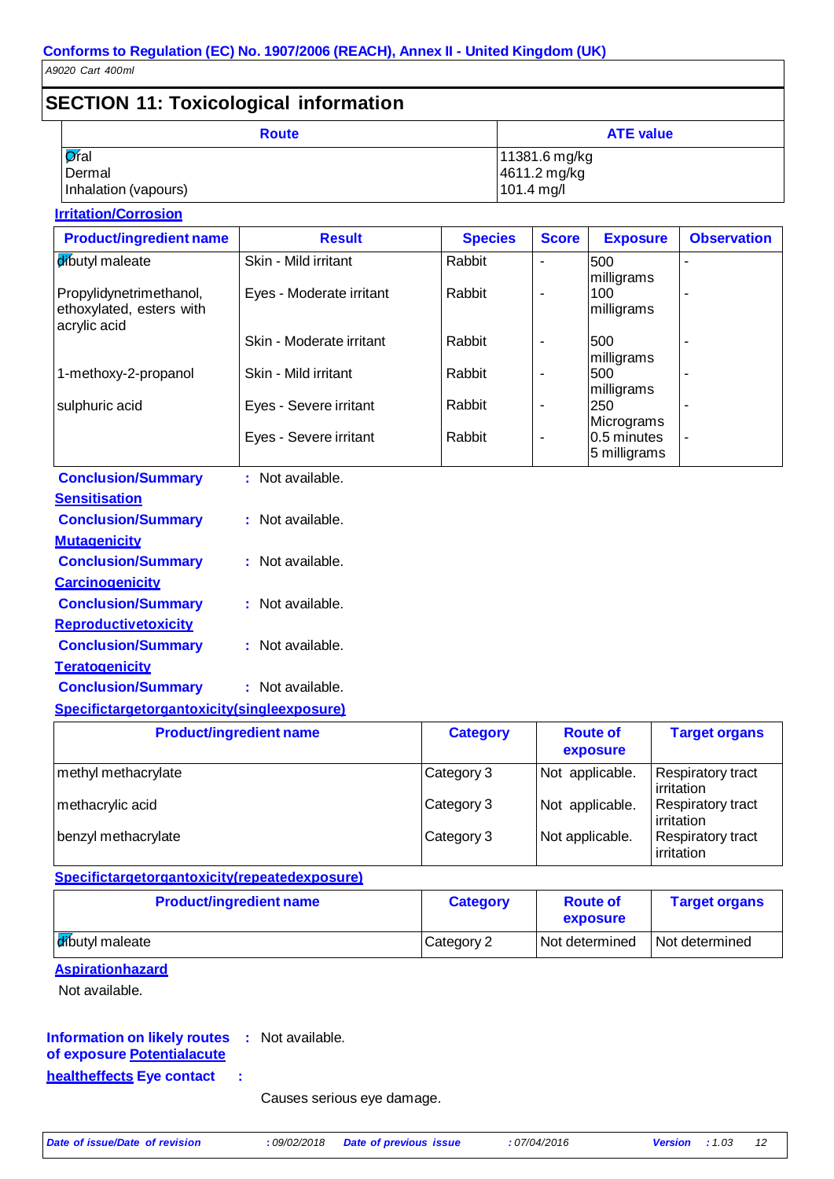Conforms to Regulation (EC) No. 1907/2006 (REACH), Annex II - United Kingdom (UK)

A9020 Cart 400ml

## SECTION 11: Toxicological information

| Route | ATE value |
|---|---|
| Oral | 11381.6 mg/kg |
| Dermal | 4611.2 mg/kg |
| Inhalation (vapours) | 101.4 mg/l |

**Irritation/Corrosion**

| Product/ingredient name | Result | Species | Score | Exposure | Observation |
|---|---|---|---|---|---|
| dibutyl maleate | Skin - Mild irritant | Rabbit | - | 500 milligrams | - |
| Propylidynetrimethanol, ethoxylated, esters with acrylic acid | Eyes - Moderate irritant | Rabbit | - | 100 milligrams | - |
| | Skin - Moderate irritant | Rabbit | - | 500 milligrams | - |
| 1-methoxy-2-propanol | Skin - Mild irritant | Rabbit | - | 500 milligrams | - |
| sulphuric acid | Eyes - Severe irritant | Rabbit | - | 250 Micrograms | - |
| | Eyes - Severe irritant | Rabbit | - | 0.5 minutes 5 milligrams | - |

**Conclusion/Summary** : Not available.

**Sensitisation**

**Conclusion/Summary** : Not available.

**Mutagenicity**

**Conclusion/Summary** : Not available.

**Carcinogenicity**

**Conclusion/Summary** : Not available.

**Reproductivetoxicity**

**Conclusion/Summary** : Not available.

**Teratogenicity**

**Conclusion/Summary** : Not available.

**Specifictargetorgantoxicity(singleexposure)**

| Product/ingredient name | Category | Route of exposure | Target organs |
|---|---|---|---|
| methyl methacrylate | Category 3 | Not applicable. | Respiratory tract irritation |
| methacrylic acid | Category 3 | Not applicable. | Respiratory tract irritation |
| benzyl methacrylate | Category 3 | Not applicable. | Respiratory tract irritation |

**Specifictargetorgantoxicity(repeatedexposure)**

| Product/ingredient name | Category | Route of exposure | Target organs |
|---|---|---|---|
| dibutyl maleate | Category 2 | Not determined | Not determined |

**Aspirationhazard**

Not available.

**Information on likely routes of exposure** : Not available.

**Potentialacute healtheffects**

**Eye contact** : Causes serious eye damage.

*Date of issue/Date of revision* : 09/02/2018 *Date of previous issue* : 07/04/2016 *Version* : 1.03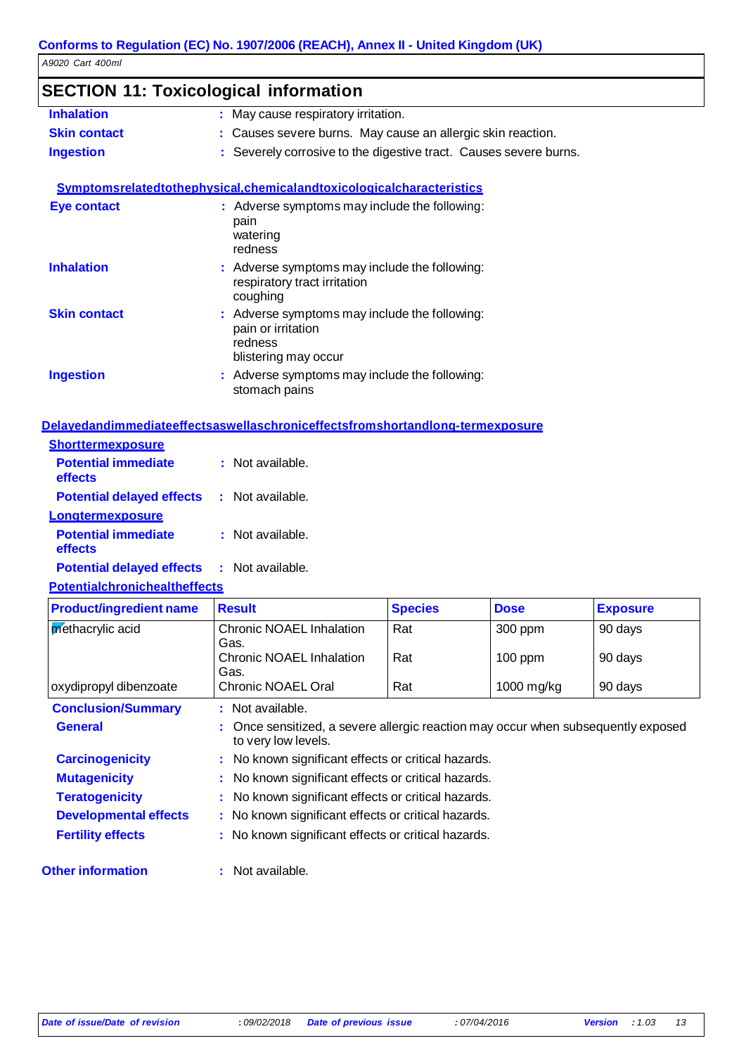## SECTION 11: Toxicological information

**Inhalation** : May cause respiratory irritation.

**Skin contact** : Causes severe burns. May cause an allergic skin reaction.

**Ingestion** : Severely corrosive to the digestive tract. Causes severe burns.

**Symptomsrelatedtothephysical,chemicalandtoxicologicalcharacteristics**

**Eye contact** : Adverse symptoms may include the following:
pain
watering
redness

**Inhalation** : Adverse symptoms may include the following:
respiratory tract irritation
coughing

**Skin contact** : Adverse symptoms may include the following:
pain or irritation
redness
blistering may occur

**Ingestion** : Adverse symptoms may include the following:
stomach pains

**Delayedandimmediateeffectsaswellaschroniceffectsfromshortandlong-termexposure**

**Shorttermexposure**

**Potential immediate effects** : Not available.

**Potential delayed effects** : Not available.

**Longtermexposure**

**Potential immediate effects** : Not available.

**Potential delayed effects** : Not available.

**Potentialchronichealtheffects**

| Product/ingredient name | Result | Species | Dose | Exposure |
|---|---|---|---|---|
| methacrylic acid | Chronic NOAEL Inhalation Gas. | Rat | 300 ppm | 90 days |
| | Chronic NOAEL Inhalation Gas. | Rat | 100 ppm | 90 days |
| oxydipropyl dibenzoate | Chronic NOAEL Oral | Rat | 1000 mg/kg | 90 days |

**Conclusion/Summary** : Not available.

**General** : Once sensitized, a severe allergic reaction may occur when subsequently exposed to very low levels.

**Carcinogenicity** : No known significant effects or critical hazards.

**Mutagenicity** : No known significant effects or critical hazards.

**Teratogenicity** : No known significant effects or critical hazards.

**Developmental effects** : No known significant effects or critical hazards.

**Fertility effects** : No known significant effects or critical hazards.

**Other information** : Not available.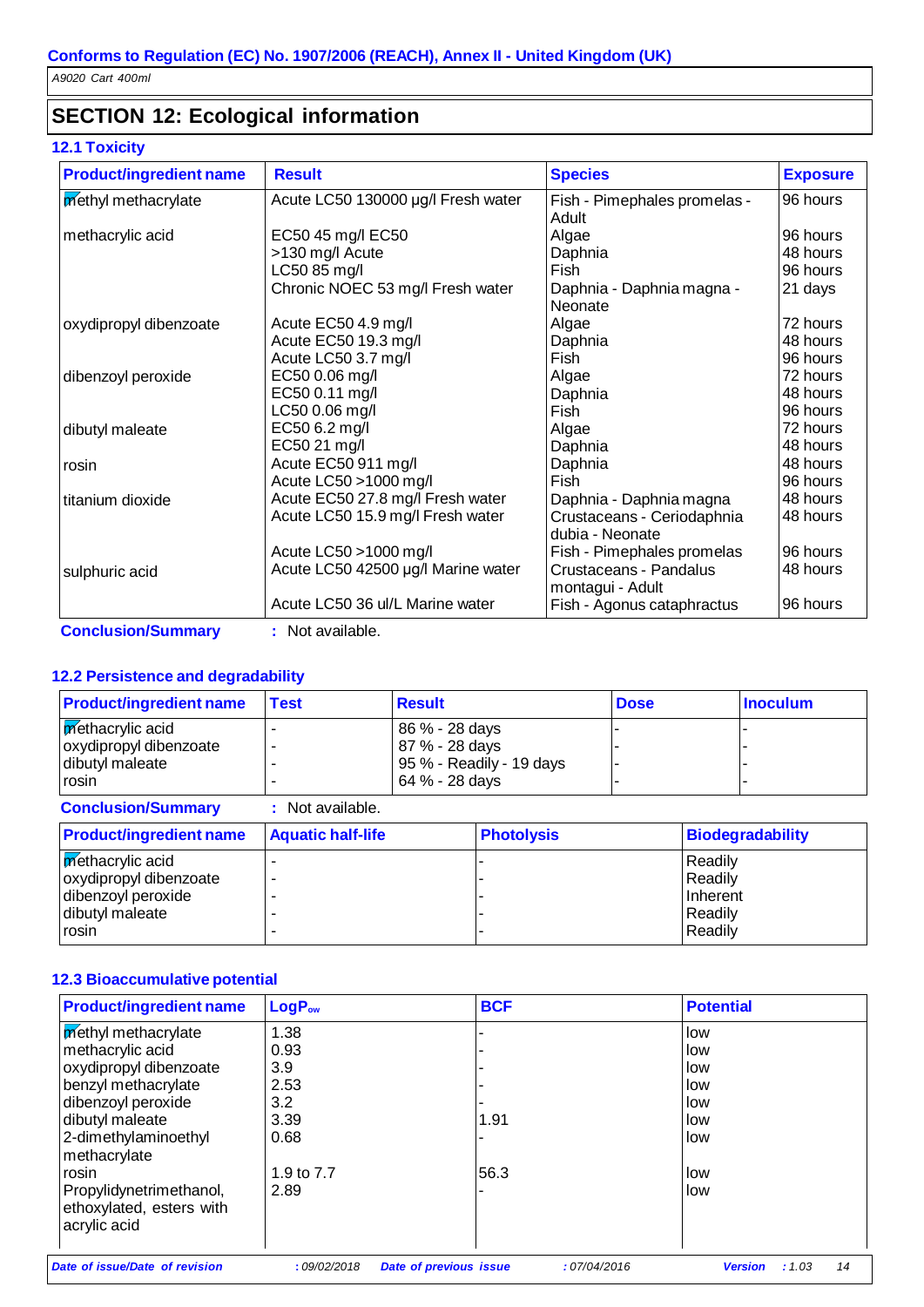**Conforms to Regulation (EC) No. 1907/2006 (REACH), Annex II - United Kingdom (UK)**

*A9020 Cart 400ml*

## SECTION 12: Ecological information

### 12.1 Toxicity

| Product/ingredient name | Result | Species | Exposure |
|---|---|---|---|
| methyl methacrylate | Acute LC50 130000 µg/l Fresh water | Fish - Pimephales promelas - Adult | 96 hours |
| methacrylic acid | EC50 45 mg/l EC50 | Algae | 96 hours |
| | >130 mg/l Acute | Daphnia | 48 hours |
| | LC50 85 mg/l | Fish | 96 hours |
| | Chronic NOEC 53 mg/l Fresh water | Daphnia - Daphnia magna - Neonate | 21 days |
| oxydipropyl dibenzoate | Acute EC50 4.9 mg/l | Algae | 72 hours |
| | Acute EC50 19.3 mg/l | Daphnia | 48 hours |
| | Acute LC50 3.7 mg/l | Fish | 96 hours |
| dibenzoyl peroxide | EC50 0.06 mg/l | Algae | 72 hours |
| | EC50 0.11 mg/l | Daphnia | 48 hours |
| | LC50 0.06 mg/l | Fish | 96 hours |
| dibutyl maleate | EC50 6.2 mg/l | Algae | 72 hours |
| | EC50 21 mg/l | Daphnia | 48 hours |
| rosin | Acute EC50 911 mg/l | Daphnia | 48 hours |
| | Acute LC50 >1000 mg/l | Fish | 96 hours |
| titanium dioxide | Acute EC50 27.8 mg/l Fresh water | Daphnia - Daphnia magna | 48 hours |
| | Acute LC50 15.9 mg/l Fresh water | Crustaceans - Ceriodaphnia dubia - Neonate | 48 hours |
| | Acute LC50 >1000 mg/l | Fish - Pimephales promelas | 96 hours |
| sulphuric acid | Acute LC50 42500 µg/l Marine water | Crustaceans - Pandalus montagui - Adult | 48 hours |
| | Acute LC50 36 ul/L Marine water | Fish - Agonus cataphractus | 96 hours |

**Conclusion/Summary** : Not available.

### 12.2 Persistence and degradability

| Product/ingredient name | Test | Result | Dose | Inoculum |
|---|---|---|---|---|
| methacrylic acid | - | 86 % - 28 days | - | - |
| oxydipropyl dibenzoate | - | 87 % - 28 days | - | - |
| dibutyl maleate | - | 95 % - Readily - 19 days | - | - |
| rosin | - | 64 % - 28 days | - | - |

**Conclusion/Summary** : Not available.

| Product/ingredient name | Aquatic half-life | Photolysis | Biodegradability |
|---|---|---|---|
| methacrylic acid | - | - | Readily |
| oxydipropyl dibenzoate | - | - | Readily |
| dibenzoyl peroxide | - | - | Inherent |
| dibutyl maleate | - | - | Readily |
| rosin | - | - | Readily |

### 12.3 Bioaccumulative potential

| Product/ingredient name | $LogP_{ow}$ | BCF | Potential |
|---|---|---|---|
| methyl methacrylate | 1.38 | - | low |
| methacrylic acid | 0.93 | - | low |
| oxydipropyl dibenzoate | 3.9 | - | low |
| benzyl methacrylate | 2.53 | - | low |
| dibenzoyl peroxide | 3.2 | - | low |
| dibutyl maleate | 3.39 | 1.91 | low |
| 2-dimethylaminoethyl methacrylate | 0.68 | - | low |
| rosin | 1.9 to 7.7 | 56.3 | low |
| Propylidynetrimethanol, ethoxylated, esters with acrylic acid | 2.89 | - | low |

*Date of issue/Date of revision* : 09/02/2018 *Date of previous issue* : 07/04/2016 *Version* : 1.03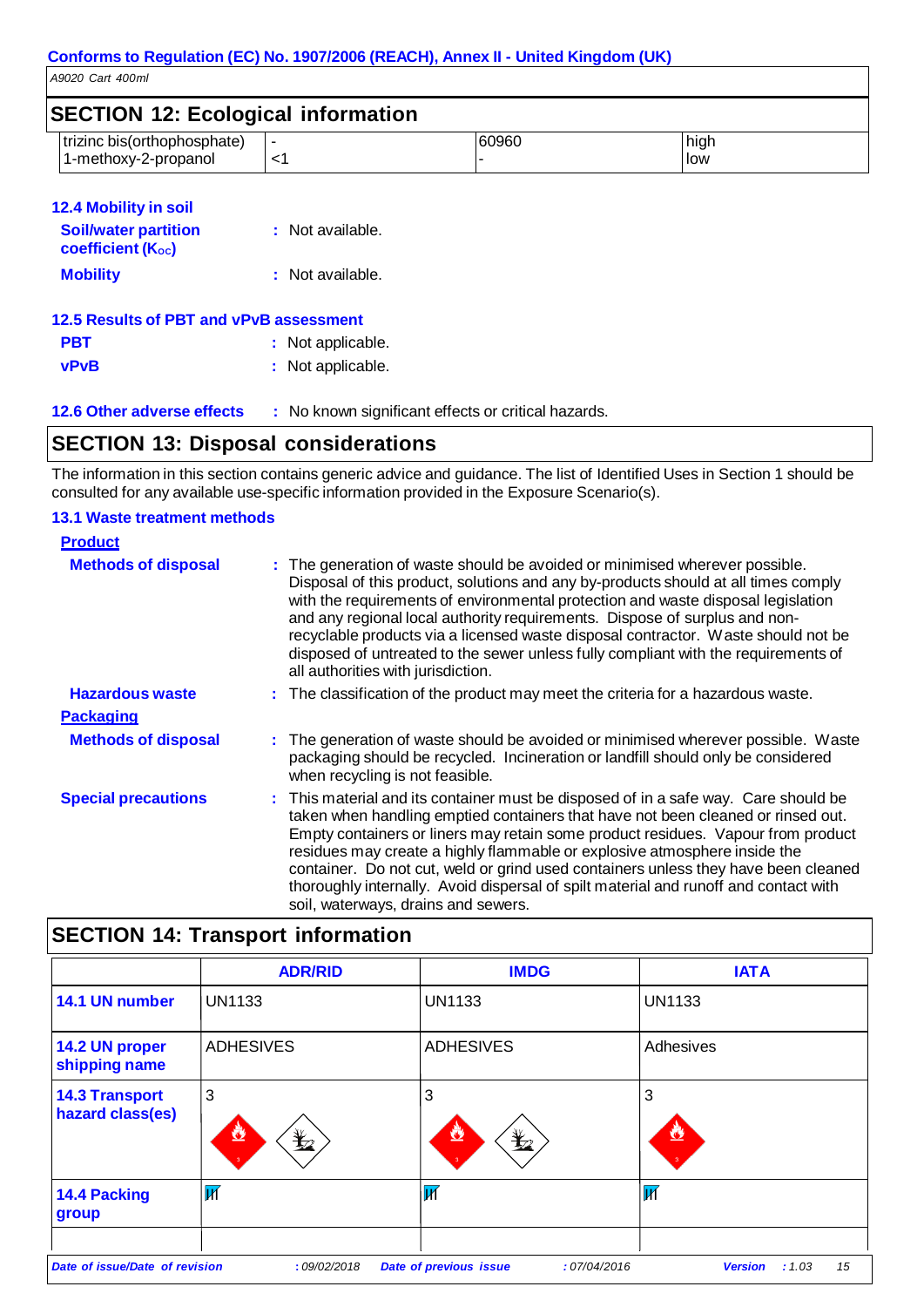## SECTION 12: Ecological information

| trizinc bis(orthophosphate) | - | 60960 | high |
|---|---|---|---|
| 1-methoxy-2-propanol | <1 | - | low |

### 12.4 Mobility in soil

**Soil/water partition coefficient ($K_{OC}$)** : Not available.

**Mobility** : Not available.

### 12.5 Results of PBT and vPvB assessment

**PBT** : Not applicable.

**vPvB** : Not applicable.

### 12.6 Other adverse effects

: No known significant effects or critical hazards.

## SECTION 13: Disposal considerations

The information in this section contains generic advice and guidance. The list of Identified Uses in Section 1 should be consulted for any available use-specific information provided in the Exposure Scenario(s).

### 13.1 Waste treatment methods

**Product**

**Methods of disposal** : The generation of waste should be avoided or minimised wherever possible. Disposal of this product, solutions and any by-products should at all times comply with the requirements of environmental protection and waste disposal legislation and any regional local authority requirements. Dispose of surplus and non-recyclable products via a licensed waste disposal contractor. Waste should not be disposed of untreated to the sewer unless fully compliant with the requirements of all authorities with jurisdiction.

**Hazardous waste** : The classification of the product may meet the criteria for a hazardous waste.

**Packaging**

**Methods of disposal** : The generation of waste should be avoided or minimised wherever possible. Waste packaging should be recycled. Incineration or landfill should only be considered when recycling is not feasible.

**Special precautions** : This material and its container must be disposed of in a safe way. Care should be taken when handling emptied containers that have not been cleaned or rinsed out. Empty containers or liners may retain some product residues. Vapour from product residues may create a highly flammable or explosive atmosphere inside the container. Do not cut, weld or grind used containers unless they have been cleaned thoroughly internally. Avoid dispersal of spilt material and runoff and contact with soil, waterways, drains and sewers.

## SECTION 14: Transport information

| | ADR/RID | IMDG | IATA |
|---|---|---|---|
| 14.1 UN number | UN1133 | UN1133 | UN1133 |
| 14.2 UN proper shipping name | ADHESIVES | ADHESIVES | Adhesives |
| 14.3 Transport hazard class(es) | 3 | 3 | 3 |
| 14.4 Packing group | III | III | III |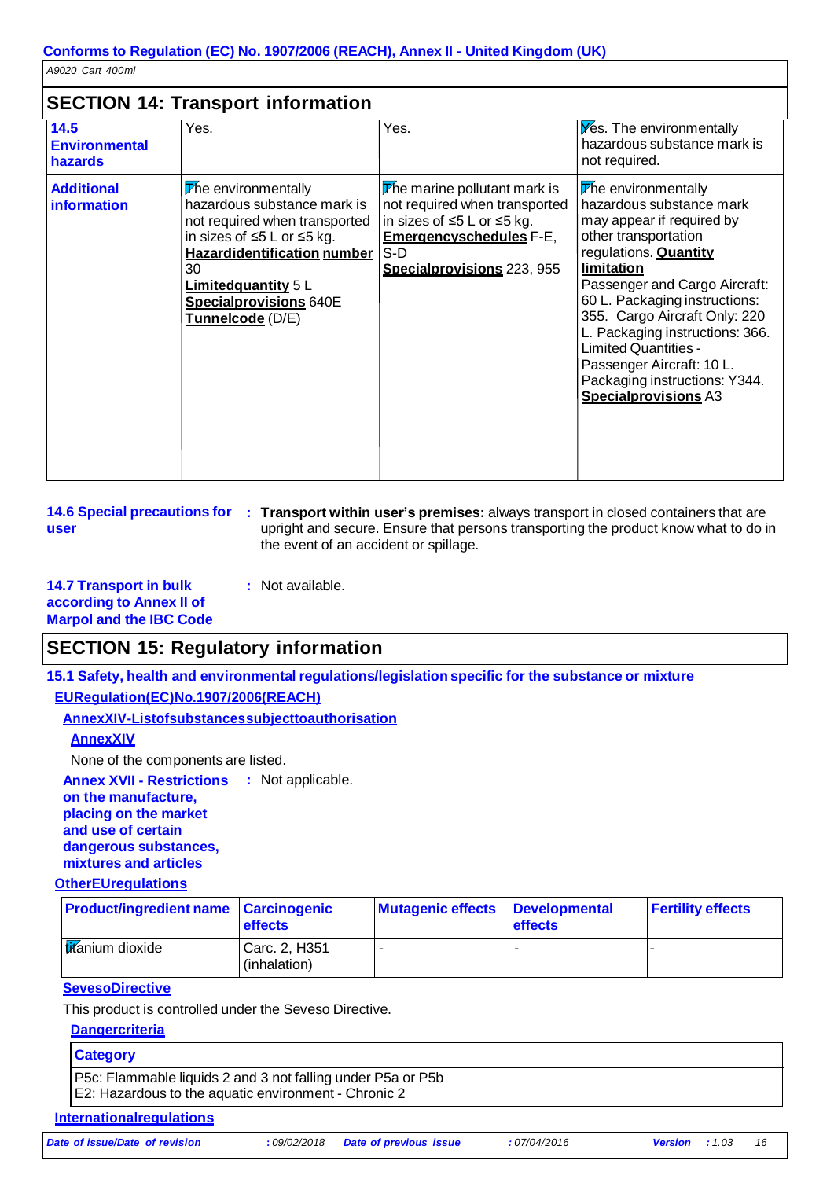Conforms to Regulation (EC) No. 1907/2006 (REACH), Annex II - United Kingdom (UK)

A9020 Cart 400ml

## SECTION 14: Transport information

| | | | |
|---|---|---|---|
| **14.5 Environmental hazards** | Yes. | Yes. | Yes. The environmentally hazardous substance mark is not required. |
| **Additional information** | The environmentally hazardous substance mark is not required when transported in sizes of ≤5 L or ≤5 kg. **Hazardidentification number** 30 **Limitedquantity** 5 L **Specialprovisions** 640E **Tunnelcode** (D/E) | The marine pollutant mark is not required when transported in sizes of ≤5 L or ≤5 kg. **Emergencyschedules** F-E, S-D **Specialprovisions** 223, 955 | The environmentally hazardous substance mark may appear if required by other transportation regulations. **Quantity limitation** Passenger and Cargo Aircraft: 60 L. Packaging instructions: 355. Cargo Aircraft Only: 220 L. Packaging instructions: 366. Limited Quantities - Passenger Aircraft: 10 L. Packaging instructions: Y344. **Specialprovisions** A3 |

**14.6 Special precautions for user** : **Transport within user's premises:** always transport in closed containers that are upright and secure. Ensure that persons transporting the product know what to do in the event of an accident or spillage.

**14.7 Transport in bulk according to Annex II of Marpol and the IBC Code** : Not available.

## SECTION 15: Regulatory information

### 15.1 Safety, health and environmental regulations/legislation specific for the substance or mixture

**EURegulation(EC)No.1907/2006(REACH)**

**AnnexXIV-Listofsubstancessubjecttoauthorisation**

**AnnexXIV**

None of the components are listed.

**Annex XVII - Restrictions on the manufacture, placing on the market and use of certain dangerous substances, mixtures and articles** : Not applicable.

**OtherEUregulations**

| Product/ingredient name | Carcinogenic effects | Mutagenic effects | Developmental effects | Fertility effects |
|---|---|---|---|---|
| titanium dioxide | Carc. 2, H351 (inhalation) | - | - | - |

**SevesoDirective**

This product is controlled under the Seveso Directive.

**Dangercriteria**

| Category |
|---|
| P5c: Flammable liquids 2 and 3 not falling under P5a or P5b<br>E2: Hazardous to the aquatic environment - Chronic 2 |

**Internationalregulations**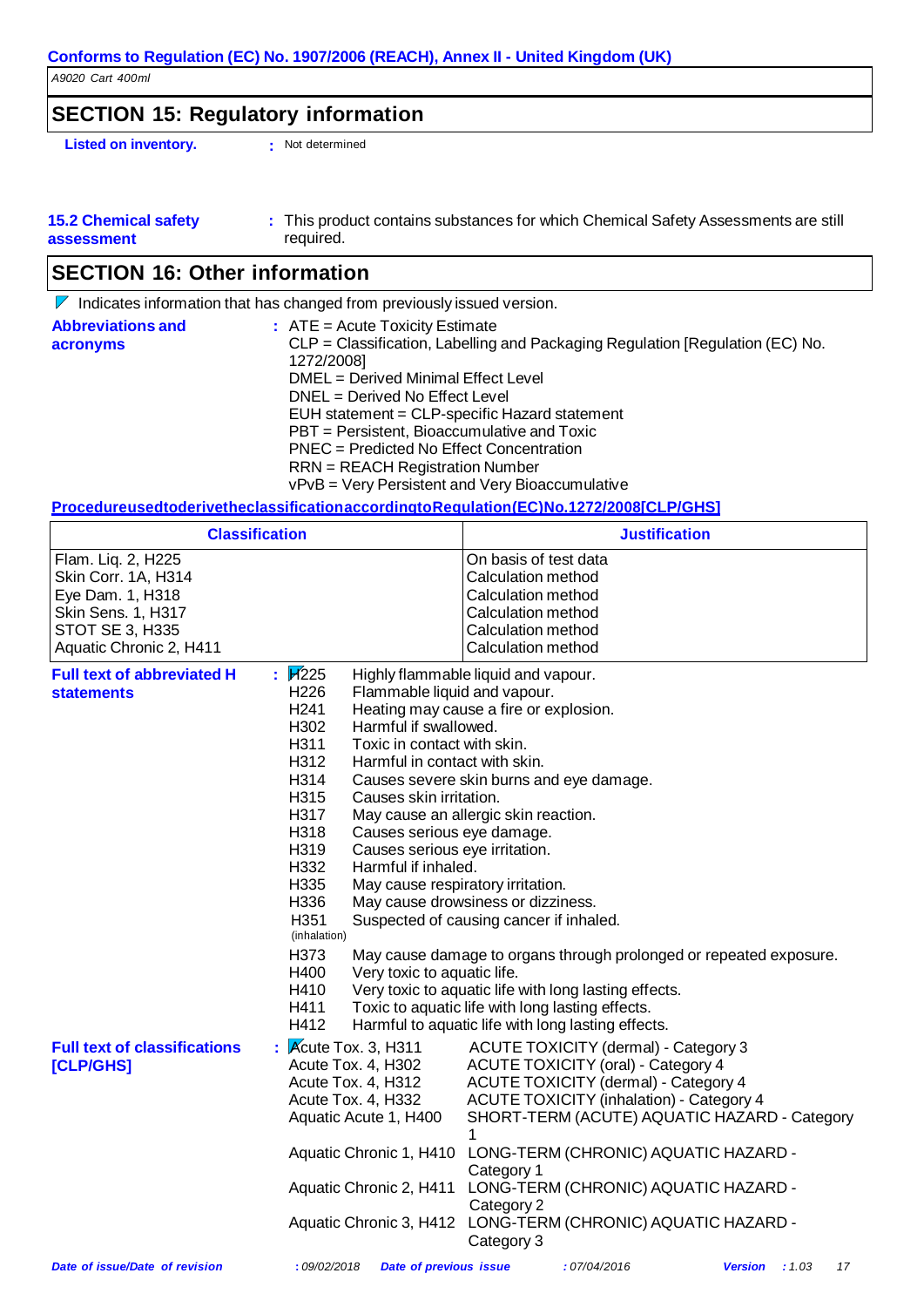## SECTION 15: Regulatory information

**Listed on inventory.** : Not determined

**15.2 Chemical safety assessment** : This product contains substances for which Chemical Safety Assessments are still required.

## SECTION 16: Other information

Indicates information that has changed from previously issued version.

**Abbreviations and acronyms** :
ATE = Acute Toxicity Estimate
CLP = Classification, Labelling and Packaging Regulation [Regulation (EC) No. 1272/2008]
DMEL = Derived Minimal Effect Level
DNEL = Derived No Effect Level
EUH statement = CLP-specific Hazard statement
PBT = Persistent, Bioaccumulative and Toxic
PNEC = Predicted No Effect Concentration
RRN = REACH Registration Number
vPvB = Very Persistent and Very Bioaccumulative

**ProcedureusedtoderivetheclassificationaccordingtoRegulation(EC)No.1272/2008[CLP/GHS]**

| Classification | Justification |
|---|---|
| Flam. Liq. 2, H225 | On basis of test data |
| Skin Corr. 1A, H314 | Calculation method |
| Eye Dam. 1, H318 | Calculation method |
| Skin Sens. 1, H317 | Calculation method |
| STOT SE 3, H335 | Calculation method |
| Aquatic Chronic 2, H411 | Calculation method |

**Full text of abbreviated H statements** :

| | |
|---|---|
| H225 | Highly flammable liquid and vapour. |
| H226 | Flammable liquid and vapour. |
| H241 | Heating may cause a fire or explosion. |
| H302 | Harmful if swallowed. |
| H311 | Toxic in contact with skin. |
| H312 | Harmful in contact with skin. |
| H314 | Causes severe skin burns and eye damage. |
| H315 | Causes skin irritation. |
| H317 | May cause an allergic skin reaction. |
| H318 | Causes serious eye damage. |
| H319 | Causes serious eye irritation. |
| H332 | Harmful if inhaled. |
| H335 | May cause respiratory irritation. |
| H336 | May cause drowsiness or dizziness. |
| H351 (inhalation) | Suspected of causing cancer if inhaled. |
| H373 | May cause damage to organs through prolonged or repeated exposure. |
| H400 | Very toxic to aquatic life. |
| H410 | Very toxic to aquatic life with long lasting effects. |
| H411 | Toxic to aquatic life with long lasting effects. |
| H412 | Harmful to aquatic life with long lasting effects. |

**Full text of classifications [CLP/GHS]** :

| | |
|---|---|
| Acute Tox. 3, H311 | ACUTE TOXICITY (dermal) - Category 3 |
| Acute Tox. 4, H302 | ACUTE TOXICITY (oral) - Category 4 |
| Acute Tox. 4, H312 | ACUTE TOXICITY (dermal) - Category 4 |
| Acute Tox. 4, H332 | ACUTE TOXICITY (inhalation) - Category 4 |
| Aquatic Acute 1, H400 | SHORT-TERM (ACUTE) AQUATIC HAZARD - Category 1 |
| Aquatic Chronic 1, H410 | LONG-TERM (CHRONIC) AQUATIC HAZARD - Category 1 |
| Aquatic Chronic 2, H411 | LONG-TERM (CHRONIC) AQUATIC HAZARD - Category 2 |
| Aquatic Chronic 3, H412 | LONG-TERM (CHRONIC) AQUATIC HAZARD - Category 3 |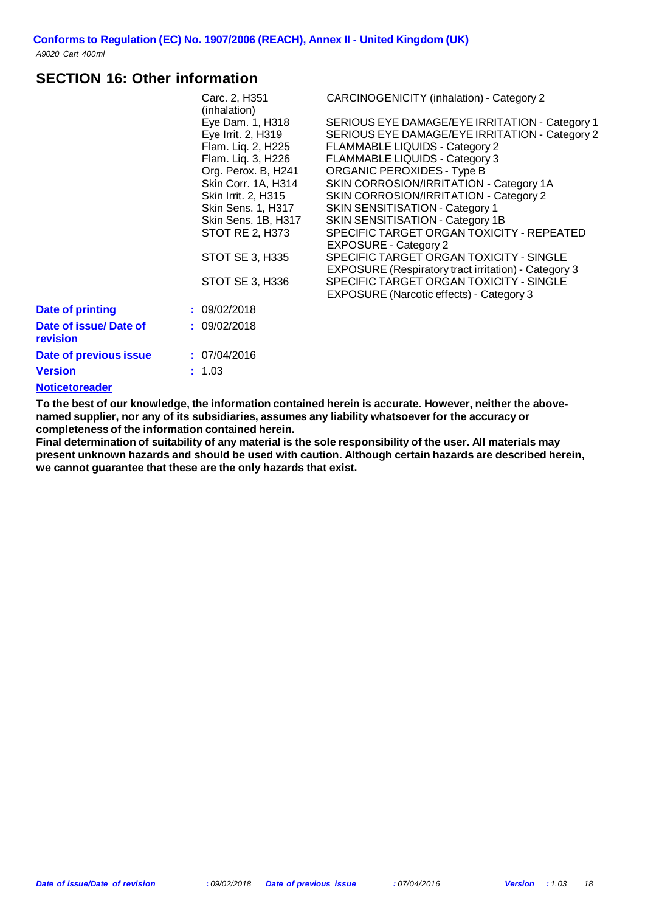## SECTION 16: Other information

| | | |
|---|---|---|
| | Carc. 2, H351 (inhalation) | CARCINOGENICITY (inhalation) - Category 2 |
| | Eye Dam. 1, H318 | SERIOUS EYE DAMAGE/EYE IRRITATION - Category 1 |
| | Eye Irrit. 2, H319 | SERIOUS EYE DAMAGE/EYE IRRITATION - Category 2 |
| | Flam. Liq. 2, H225 | FLAMMABLE LIQUIDS - Category 2 |
| | Flam. Liq. 3, H226 | FLAMMABLE LIQUIDS - Category 3 |
| | Org. Perox. B, H241 | ORGANIC PEROXIDES - Type B |
| | Skin Corr. 1A, H314 | SKIN CORROSION/IRRITATION - Category 1A |
| | Skin Irrit. 2, H315 | SKIN CORROSION/IRRITATION - Category 2 |
| | Skin Sens. 1, H317 | SKIN SENSITISATION - Category 1 |
| | Skin Sens. 1B, H317 | SKIN SENSITISATION - Category 1B |
| | STOT RE 2, H373 | SPECIFIC TARGET ORGAN TOXICITY - REPEATED EXPOSURE - Category 2 |
| | STOT SE 3, H335 | SPECIFIC TARGET ORGAN TOXICITY - SINGLE EXPOSURE (Respiratory tract irritation) - Category 3 |
| | STOT SE 3, H336 | SPECIFIC TARGET ORGAN TOXICITY - SINGLE EXPOSURE (Narcotic effects) - Category 3 |

**Date of printing** : 09/02/2018

**Date of issue/ Date of revision** : 09/02/2018

**Date of previous issue** : 07/04/2016

**Version** : 1.03

**Noticetoreader**

**To the best of our knowledge, the information contained herein is accurate. However, neither the above-named supplier, nor any of its subsidiaries, assumes any liability whatsoever for the accuracy or completeness of the information contained herein.**

**Final determination of suitability of any material is the sole responsibility of the user. All materials may present unknown hazards and should be used with caution. Although certain hazards are described herein, we cannot guarantee that these are the only hazards that exist.**